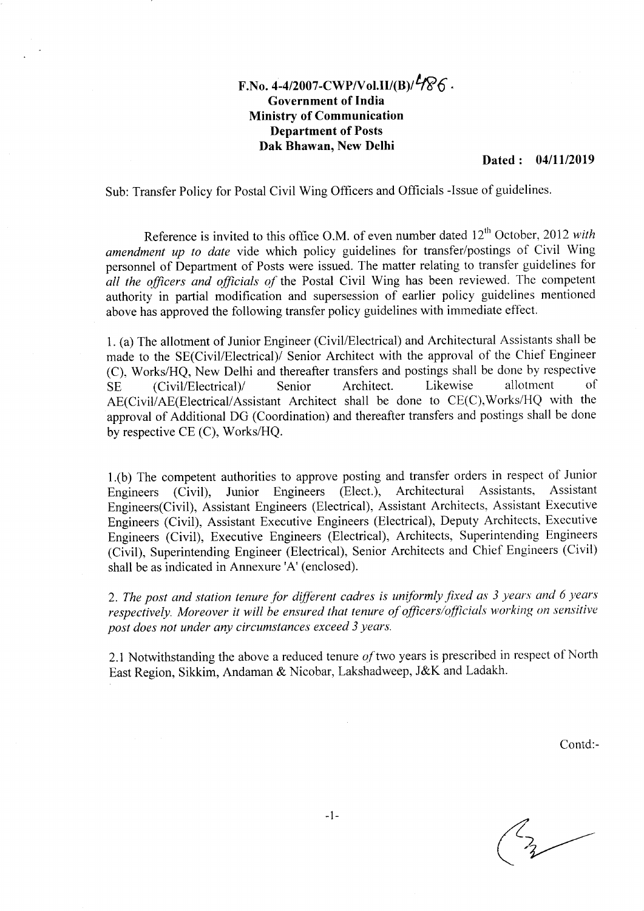**F.No. 4-4/2007-CWP/Vol.II/(B)/486.**
**Government of India**
**Ministry of Communication**
**Department of Posts**
**Dak Bhawan, New Delhi**

**Dated : 04/11/2019**

Sub: Transfer Policy for Postal Civil Wing Officers and Officials -Issue of guidelines.

Reference is invited to this office O.M. of even number dated 12th October, 2012 *with amendment up to date* vide which policy guidelines for transfer/postings of Civil Wing personnel of Department of Posts were issued. The matter relating to transfer guidelines for *all the officers and officials of* the Postal Civil Wing has been reviewed. The competent authority in partial modification and supersession of earlier policy guidelines mentioned above has approved the following transfer policy guidelines with immediate effect.

1. (a) The allotment of Junior Engineer (Civil/Electrical) and Architectural Assistants shall be made to the SE(Civil/Electrical)/ Senior Architect with the approval of the Chief Engineer (C), Works/HQ, New Delhi and thereafter transfers and postings shall be done by respective SE (Civil/Electrical)/ Senior Architect. Likewise allotment of AE(Civil/AE(Electrical/Assistant Architect shall be done to CE(C),Works/HQ with the approval of Additional DG (Coordination) and thereafter transfers and postings shall be done by respective CE (C), Works/HQ.

1.(b) The competent authorities to approve posting and transfer orders in respect of Junior Engineers (Civil), Junior Engineers (Elect.), Architectural Assistants, Assistant Engineers(Civil), Assistant Engineers (Electrical), Assistant Architects, Assistant Executive Engineers (Civil), Assistant Executive Engineers (Electrical), Deputy Architects, Executive Engineers (Civil), Executive Engineers (Electrical), Architects, Superintending Engineers (Civil), Superintending Engineer (Electrical), Senior Architects and Chief Engineers (Civil) shall be as indicated in Annexure 'A' (enclosed).

2. *The post and station tenure for different cadres is uniformly fixed as 3 years and 6 years respectively. Moreover it will be ensured that tenure of officers/officials working on sensitive post does not under any circumstances exceed 3 years.*

2.1 Notwithstanding the above a reduced tenure *of* two years is prescribed in respect of North East Region, Sikkim, Andaman & Nicobar, Lakshadweep, J&K and Ladakh.

Contd:-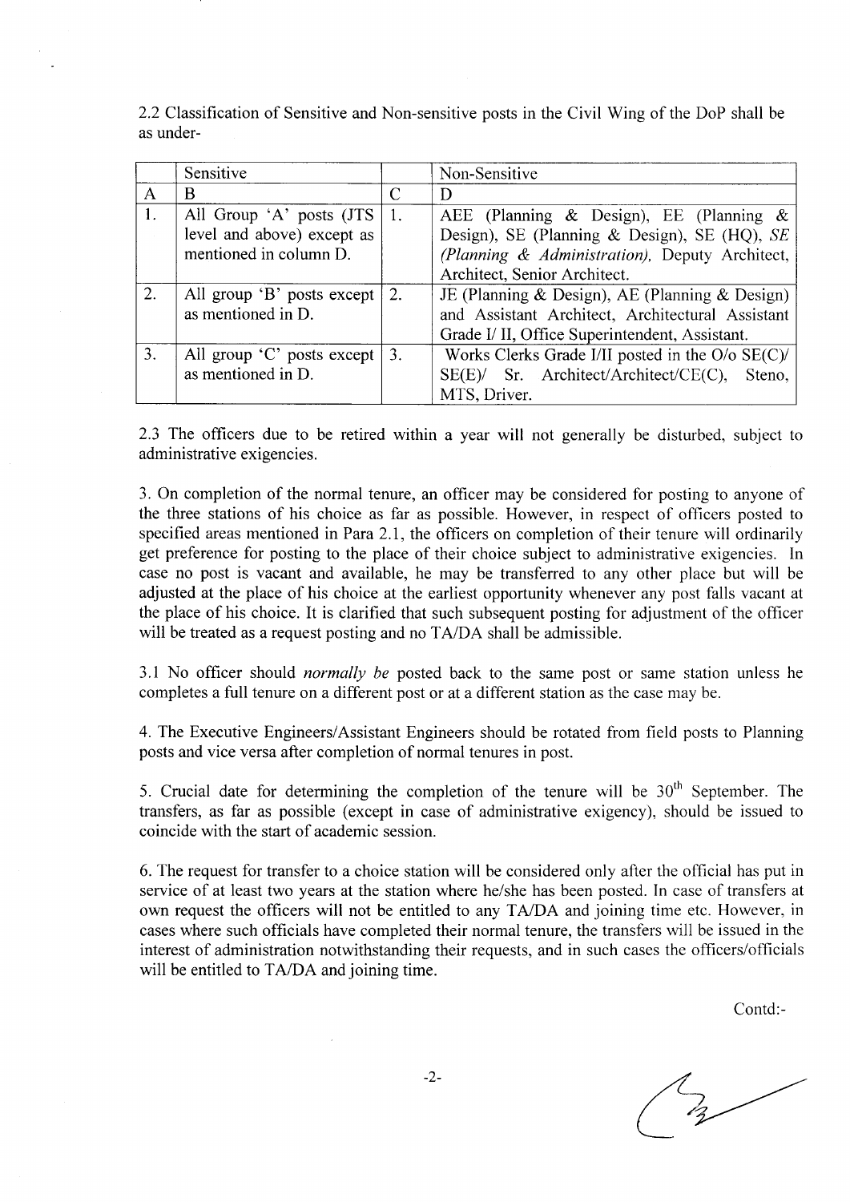2.2 Classification of Sensitive and Non-sensitive posts in the Civil Wing of the DoP shall be as under-

| | Sensitive | | Non-Sensitive |
|---|---|---|---|
| A | B | C | D |
| 1. | All Group 'A' posts (JTS level and above) except as mentioned in column D. | 1. | AEE (Planning & Design), EE (Planning & Design), SE (Planning & Design), SE (HQ), *SE (Planning & Administration),* Deputy Architect, Architect, Senior Architect. |
| 2. | All group 'B' posts except as mentioned in D. | 2. | JE (Planning & Design), AE (Planning & Design) and Assistant Architect, Architectural Assistant Grade I/ II, Office Superintendent, Assistant. |
| 3. | All group 'C' posts except as mentioned in D. | 3. | Works Clerks Grade I/II posted in the O/o SE(C)/ SE(E)/ Sr. Architect/Architect/CE(C), Steno, MTS, Driver. |

2.3 The officers due to be retired within a year will not generally be disturbed, subject to administrative exigencies.

3. On completion of the normal tenure, an officer may be considered for posting to anyone of the three stations of his choice as far as possible. However, in respect of officers posted to specified areas mentioned in Para 2.1, the officers on completion of their tenure will ordinarily get preference for posting to the place of their choice subject to administrative exigencies. In case no post is vacant and available, he may be transferred to any other place but will be adjusted at the place of his choice at the earliest opportunity whenever any post falls vacant at the place of his choice. It is clarified that such subsequent posting for adjustment of the officer will be treated as a request posting and no TA/DA shall be admissible.

3.1 No officer should *normally be* posted back to the same post or same station unless he completes a full tenure on a different post or at a different station as the case may be.

4. The Executive Engineers/Assistant Engineers should be rotated from field posts to Planning posts and vice versa after completion of normal tenures in post.

5. Crucial date for determining the completion of the tenure will be 30th September. The transfers, as far as possible (except in case of administrative exigency), should be issued to coincide with the start of academic session.

6. The request for transfer to a choice station will be considered only after the official has put in service of at least two years at the station where he/she has been posted. In case of transfers at own request the officers will not be entitled to any TA/DA and joining time etc. However, in cases where such officials have completed their normal tenure, the transfers will be issued in the interest of administration notwithstanding their requests, and in such cases the officers/officials will be entitled to TA/DA and joining time.

Contd:-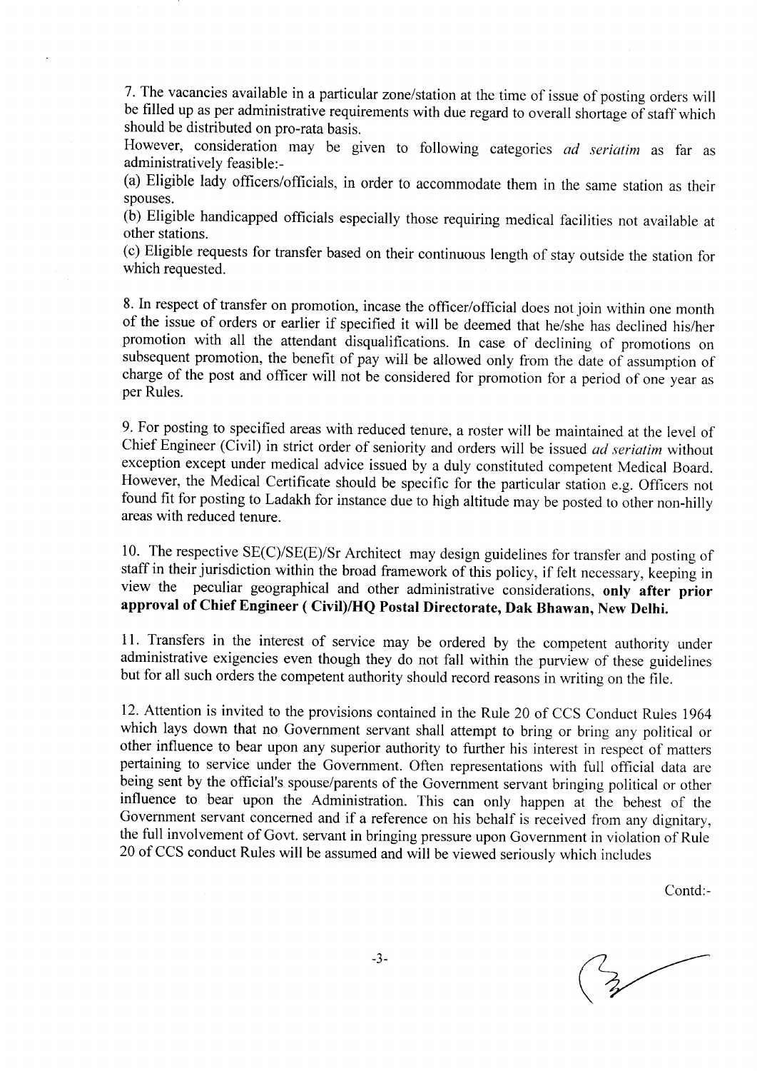7. The vacancies available in a particular zone/station at the time of issue of posting orders will be filled up as per administrative requirements with due regard to overall shortage of staff which should be distributed on pro-rata basis.

However, consideration may be given to following categories *ad seriatim* as far as administratively feasible:-

(a) Eligible lady officers/officials, in order to accommodate them in the same station as their spouses.

(b) Eligible handicapped officials especially those requiring medical facilities not available at other stations.

(c) Eligible requests for transfer based on their continuous length of stay outside the station for which requested.

8. In respect of transfer on promotion, incase the officer/official does not join within one month of the issue of orders or earlier if specified it will be deemed that he/she has declined his/her promotion with all the attendant disqualifications. In case of declining of promotions on subsequent promotion, the benefit of pay will be allowed only from the date of assumption of charge of the post and officer will not be considered for promotion for a period of one year as per Rules.

9. For posting to specified areas with reduced tenure, a roster will be maintained at the level of Chief Engineer (Civil) in strict order of seniority and orders will be issued *ad seriatim* without exception except under medical advice issued by a duly constituted competent Medical Board. However, the Medical Certificate should be specific for the particular station e.g. Officers not found fit for posting to Ladakh for instance due to high altitude may be posted to other non-hilly areas with reduced tenure.

10. The respective SE(C)/SE(E)/Sr Architect may design guidelines for transfer and posting of staff in their jurisdiction within the broad framework of this policy, if felt necessary, keeping in view the peculiar geographical and other administrative considerations, **only after prior approval of Chief Engineer ( Civil)/HQ Postal Directorate, Dak Bhawan, New Delhi.**

11. Transfers in the interest of service may be ordered by the competent authority under administrative exigencies even though they do not fall within the purview of these guidelines but for all such orders the competent authority should record reasons in writing on the file.

12. Attention is invited to the provisions contained in the Rule 20 of CCS Conduct Rules 1964 which lays down that no Government servant shall attempt to bring or bring any political or other influence to bear upon any superior authority to further his interest in respect of matters pertaining to service under the Government. Often representations with full official data are being sent by the official's spouse/parents of the Government servant bringing political or other influence to bear upon the Administration. This can only happen at the behest of the Government servant concerned and if a reference on his behalf is received from any dignitary, the full involvement of Govt. servant in bringing pressure upon Government in violation of Rule 20 of CCS conduct Rules will be assumed and will be viewed seriously which includes

Contd:-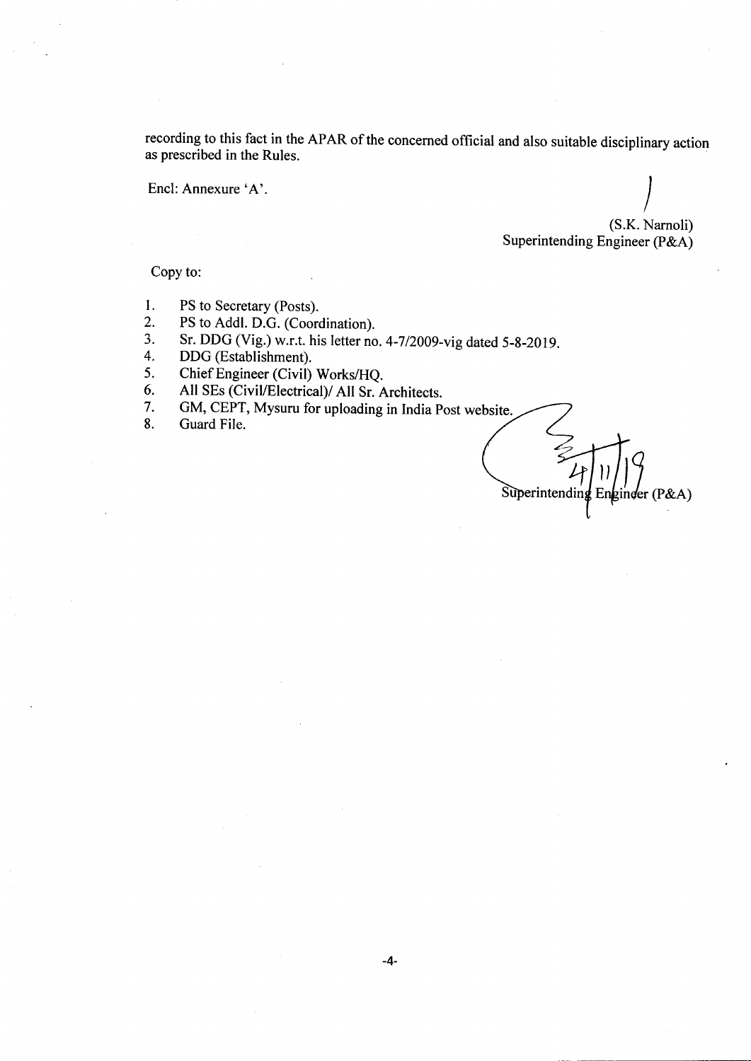recording to this fact in the APAR of the concerned official and also suitable disciplinary action as prescribed in the Rules.

Encl: Annexure 'A'.

(S.K. Narnoli)
Superintending Engineer (P&A)

Copy to:

1. PS to Secretary (Posts).
2. PS to Addl. D.G. (Coordination).
3. Sr. DDG (Vig.) w.r.t. his letter no. 4-7/2009-vig dated 5-8-2019.
4. DDG (Establishment).
5. Chief Engineer (Civil) Works/HQ.
6. All SEs (Civil/Electrical)/ All Sr. Architects.
7. GM, CEPT, Mysuru for uploading in India Post website.
8. Guard File.

4/11/19
Superintending Engineer (P&A)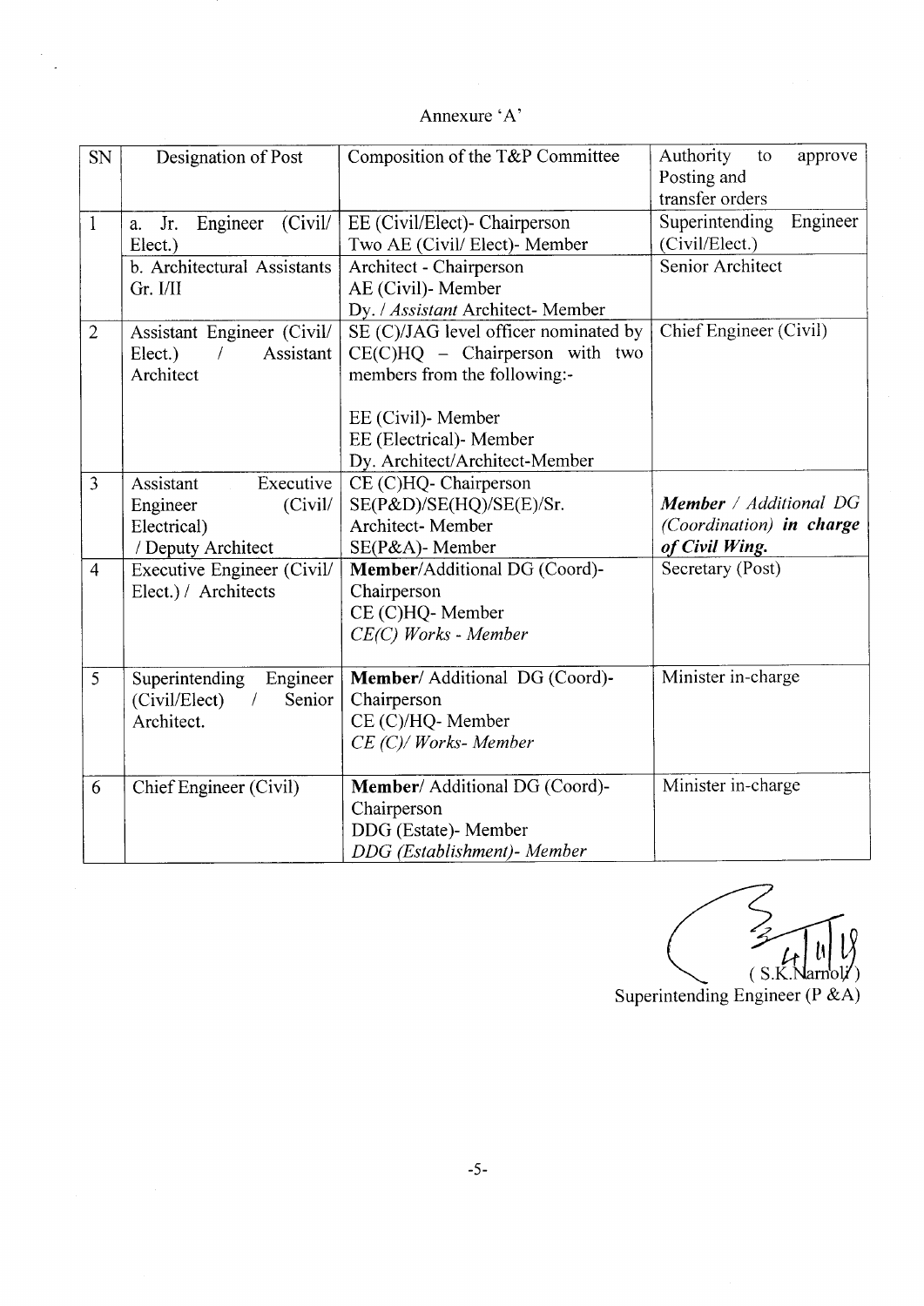Annexure 'A'

| SN | Designation of Post | Composition of the T&P Committee | Authority to approve Posting and transfer orders |
|---|---|---|---|
| 1 | a. Jr. Engineer (Civil/ Elect.) | EE (Civil/Elect)- Chairperson<br>Two AE (Civil/ Elect)- Member | Superintending Engineer (Civil/Elect.) |
| | b. Architectural Assistants Gr. I/II | Architect - Chairperson<br>AE (Civil)- Member<br>Dy. / *Assistant* Architect- Member | Senior Architect |
| 2 | Assistant Engineer (Civil/ Elect.) / Assistant Architect | SE (C)/JAG level officer nominated by CE(C)HQ – Chairperson with two members from the following:-<br><br>EE (Civil)- Member<br>EE (Electrical)- Member<br>Dy. Architect/Architect-Member | Chief Engineer (Civil) |
| 3 | Assistant Executive Engineer (Civil/ Electrical) / Deputy Architect | CE (C)HQ- Chairperson<br>SE(P&D)/SE(HQ)/SE(E)/Sr. Architect- Member<br>SE(P&A)- Member | ***Member*** */ Additional DG (Coordination)* ***in charge of Civil Wing.*** |
| 4 | Executive Engineer (Civil/ Elect.) / Architects | **Member**/Additional DG (Coord)- Chairperson<br>CE (C)HQ- Member<br>*CE(C) Works - Member* | Secretary (Post) |
| 5 | Superintending Engineer (Civil/Elect) / Senior Architect. | **Member**/ Additional DG (Coord)- Chairperson<br>CE (C)/HQ- Member<br>*CE (C)/ Works- Member* | Minister in-charge |
| 6 | Chief Engineer (Civil) | **Member**/ Additional DG (Coord)- Chairperson<br>DDG (Estate)- Member<br>*DDG (Establishment)- Member* | Minister in-charge |

4/11/19
( S.K.Narnoli )
Superintending Engineer (P &A)